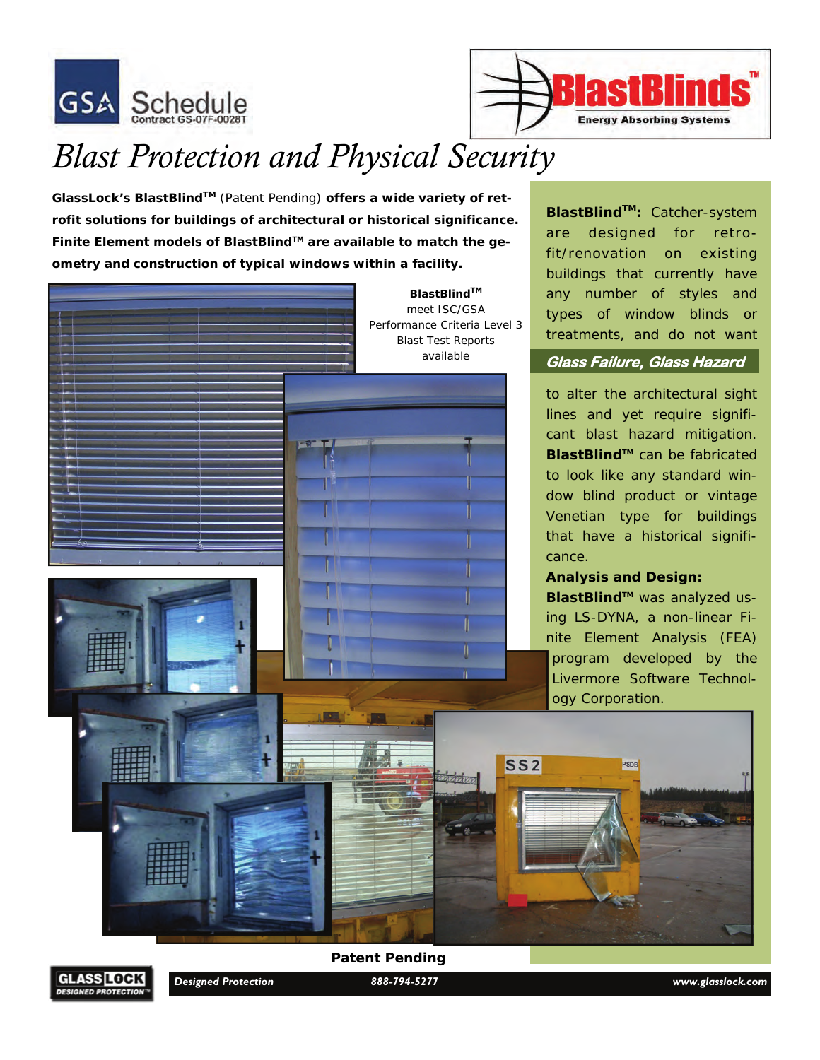GSA Schedule
Contract GS-07F-0028T

BlastBlinds™
Energy Absorbing Systems

# *Blast Protection and Physical Security*

**GlassLock's BlastBlind™** (Patent Pending) **offers a wide variety of retrofit solutions for buildings of architectural or historical significance. Finite Element models of BlastBlind™ are available to match the geometry and construction of typical windows within a facility.**

**BlastBlind™**
meet ISC/GSA Performance Criteria Level 3
Blast Test Reports available

**BlastBlind™:** Catcher-system are designed for retrofit/renovation on existing buildings that currently have any number of styles and types of window blinds or treatments, and do not want to alter the architectural sight lines and yet require significant blast hazard mitigation. **BlastBlind™** can be fabricated to look like any standard window blind product or vintage Venetian type for buildings that have a historical significance.

## *Glass Failure, Glass Hazard*

**Analysis and Design:**
**BlastBlind™** was analyzed using LS-DYNA, a non-linear Finite Element Analysis (FEA) program developed by the Livermore Software Technology Corporation.

**Patent Pending**

GLASS LOCK DESIGNED PROTECTION™

*Designed Protection* *888-794-5277* *www.glasslock.com*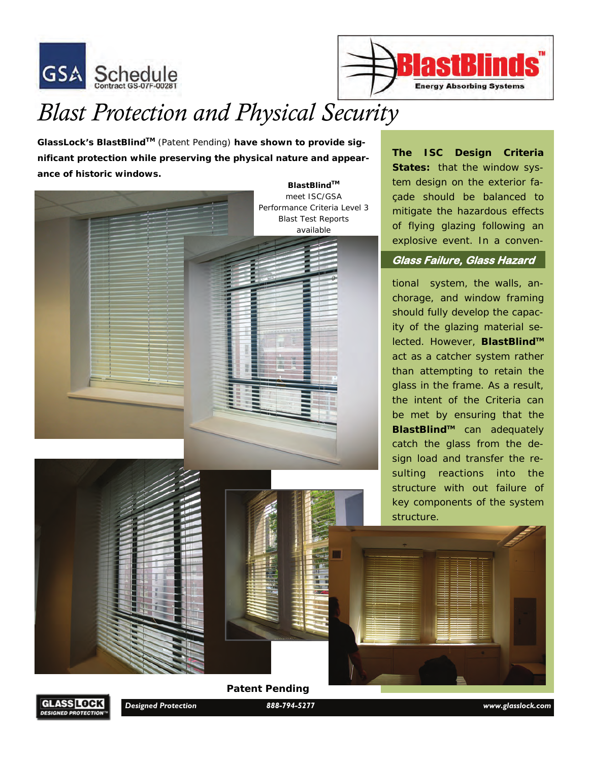GSA Schedule
Contract GS-07F-0028T

BlastBlinds™
Energy Absorbing Systems

# Blast Protection and Physical Security

**GlassLock's BlastBlind™** (Patent Pending) **have shown to provide significant protection while preserving the physical nature and appearance of historic windows.**

**BlastBlind™**
meet ISC/GSA Performance Criteria Level 3
Blast Test Reports available

**The ISC Design Criteria States:** that the window system design on the exterior façade should be balanced to mitigate the hazardous effects of flying glazing following an explosive event. In a conventional system, the walls, anchorage, and window framing should fully develop the capacity of the glazing material selected. However, **BlastBlind™** act as a catcher system rather than attempting to retain the glass in the frame. As a result, the intent of the Criteria can be met by ensuring that the **BlastBlind™** can adequately catch the glass from the design load and transfer the resulting reactions into the structure with out failure of key components of the system structure.

***Glass Failure, Glass Hazard***

**Patent Pending**

GLASSLOCK DESIGNED PROTECTION™ | *Designed Protection* | *888-794-5277* | *www.glasslock.com*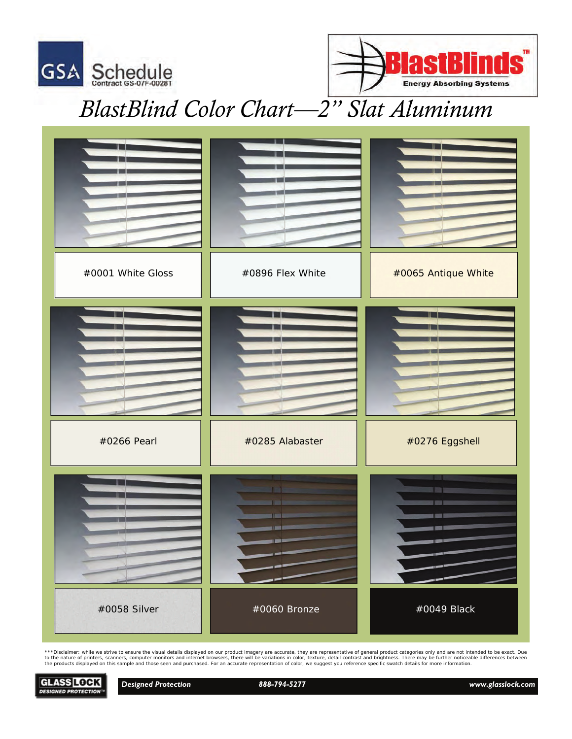GSA Schedule
Contract GS-07F-0028T

BlastBlinds™
Energy Absorbing Systems

# BlastBlind Color Chart—2" Slat Aluminum

#0001 White Gloss

#0896 Flex White

#0065 Antique White

#0266 Pearl

#0285 Alabaster

#0276 Eggshell

#0058 Silver

#0060 Bronze

#0049 Black

***Disclaimer: while we strive to ensure the visual details displayed on our product imagery are accurate, they are representative of general product categories only and are not intended to be exact. Due to the nature of printers, scanners, computer monitors and internet browsers, there will be variations in color, texture, detail contrast and brightness. There may be further noticeable differences between the products displayed on this sample and those seen and purchased. For an accurate representation of color, we suggest you reference specific swatch details for more information.

GLASSLOCK DESIGNED PROTECTION™

*Designed Protection* **888-794-5277** *www.glasslock.com*